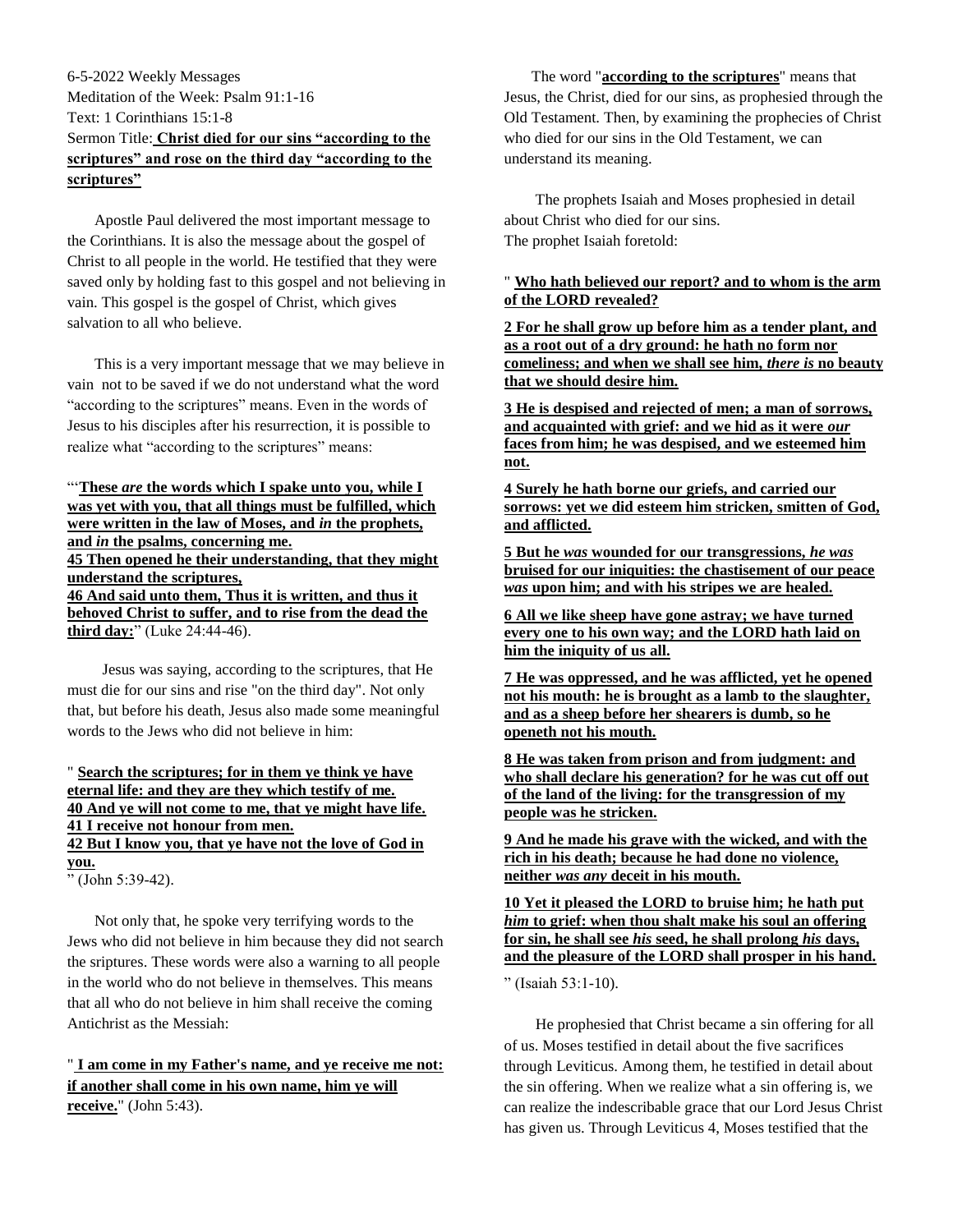6-5-2022 Weekly Messages
Meditation of the Week: Psalm 91:1-16
Text: 1 Corinthians 15:1-8
Sermon Title: **Christ died for our sins "according to the scriptures" and rose on the third day "according to the scriptures"**

Apostle Paul delivered the most important message to the Corinthians. It is also the message about the gospel of Christ to all people in the world. He testified that they were saved only by holding fast to this gospel and not believing in vain. This gospel is the gospel of Christ, which gives salvation to all who believe.

This is a very important message that we may believe in vain not to be saved if we do not understand what the word "according to the scriptures" means. Even in the words of Jesus to his disciples after his resurrection, it is possible to realize what "according to the scriptures" means:

"'**These *are* the words which I spake unto you, while I was yet with you, that all things must be fulfilled, which were written in the law of Moses, and *in* the prophets, and *in* the psalms, concerning me.**
**45 Then opened he their understanding, that they might understand the scriptures,**
**46 And said unto them, Thus it is written, and thus it behoved Christ to suffer, and to rise from the dead the third day:**" (Luke 24:44-46).

Jesus was saying, according to the scriptures, that He must die for our sins and rise "on the third day". Not only that, but before his death, Jesus also made some meaningful words to the Jews who did not believe in him:

" **Search the scriptures; for in them ye think ye have eternal life: and they are they which testify of me.**
**40 And ye will not come to me, that ye might have life.**
**41 I receive not honour from men.**
**42 But I know you, that ye have not the love of God in you.**
" (John 5:39-42).

Not only that, he spoke very terrifying words to the Jews who did not believe in him because they did not search the sriptures. These words were also a warning to all people in the world who do not believe in themselves. This means that all who do not believe in him shall receive the coming Antichrist as the Messiah:

" **I am come in my Father's name, and ye receive me not: if another shall come in his own name, him ye will receive.**" (John 5:43).

The word "**according to the scriptures**" means that Jesus, the Christ, died for our sins, as prophesied through the Old Testament. Then, by examining the prophecies of Christ who died for our sins in the Old Testament, we can understand its meaning.

The prophets Isaiah and Moses prophesied in detail about Christ who died for our sins.
The prophet Isaiah foretold:

" **Who hath believed our report? and to whom is the arm of the LORD revealed?**

**2 For he shall grow up before him as a tender plant, and as a root out of a dry ground: he hath no form nor comeliness; and when we shall see him, *there is* no beauty that we should desire him.**

**3 He is despised and rejected of men; a man of sorrows, and acquainted with grief: and we hid as it were *our* faces from him; he was despised, and we esteemed him not.**

**4 Surely he hath borne our griefs, and carried our sorrows: yet we did esteem him stricken, smitten of God, and afflicted.**

**5 But he *was* wounded for our transgressions, *he was* bruised for our iniquities: the chastisement of our peace *was* upon him; and with his stripes we are healed.**

**6 All we like sheep have gone astray; we have turned every one to his own way; and the LORD hath laid on him the iniquity of us all.**

**7 He was oppressed, and he was afflicted, yet he opened not his mouth: he is brought as a lamb to the slaughter, and as a sheep before her shearers is dumb, so he openeth not his mouth.**

**8 He was taken from prison and from judgment: and who shall declare his generation? for he was cut off out of the land of the living: for the transgression of my people was he stricken.**

**9 And he made his grave with the wicked, and with the rich in his death; because he had done no violence, neither *was any* deceit in his mouth.**

**10 Yet it pleased the LORD to bruise him; he hath put *him* to grief: when thou shalt make his soul an offering for sin, he shall see *his* seed, he shall prolong *his* days, and the pleasure of the LORD shall prosper in his hand.**

" (Isaiah 53:1-10).

He prophesied that Christ became a sin offering for all of us. Moses testified in detail about the five sacrifices through Leviticus. Among them, he testified in detail about the sin offering. When we realize what a sin offering is, we can realize the indescribable grace that our Lord Jesus Christ has given us. Through Leviticus 4, Moses testified that the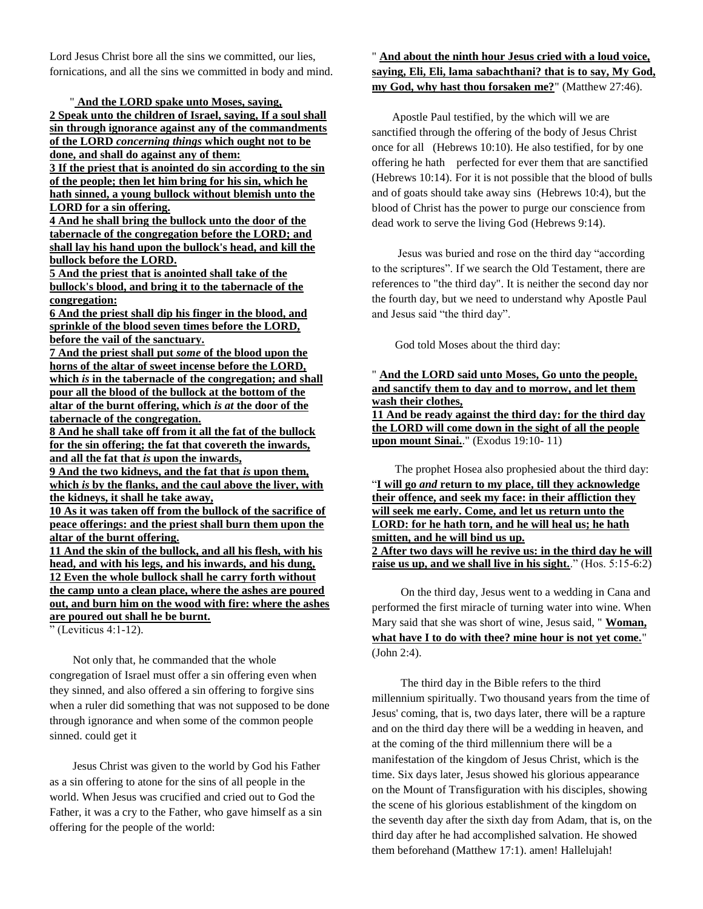Lord Jesus Christ bore all the sins we committed, our lies, fornications, and all the sins we committed in body and mind.

" **And the LORD spake unto Moses, saying,**
**2 Speak unto the children of Israel, saying, If a soul shall sin through ignorance against any of the commandments of the LORD *concerning things* which ought not to be done, and shall do against any of them:**
**3 If the priest that is anointed do sin according to the sin of the people; then let him bring for his sin, which he hath sinned, a young bullock without blemish unto the LORD for a sin offering.**
**4 And he shall bring the bullock unto the door of the tabernacle of the congregation before the LORD; and shall lay his hand upon the bullock's head, and kill the bullock before the LORD.**
**5 And the priest that is anointed shall take of the bullock's blood, and bring it to the tabernacle of the congregation:**
**6 And the priest shall dip his finger in the blood, and sprinkle of the blood seven times before the LORD, before the vail of the sanctuary.**
**7 And the priest shall put *some* of the blood upon the horns of the altar of sweet incense before the LORD, which *is* in the tabernacle of the congregation; and shall pour all the blood of the bullock at the bottom of the altar of the burnt offering, which *is at* the door of the tabernacle of the congregation.**
**8 And he shall take off from it all the fat of the bullock for the sin offering; the fat that covereth the inwards, and all the fat that *is* upon the inwards,**
**9 And the two kidneys, and the fat that *is* upon them, which *is* by the flanks, and the caul above the liver, with the kidneys, it shall he take away,**
**10 As it was taken off from the bullock of the sacrifice of peace offerings: and the priest shall burn them upon the altar of the burnt offering.**
**11 And the skin of the bullock, and all his flesh, with his head, and with his legs, and his inwards, and his dung,**
**12 Even the whole bullock shall he carry forth without the camp unto a clean place, where the ashes are poured out, and burn him on the wood with fire: where the ashes are poured out shall he be burnt.**
" (Leviticus 4:1-12).

Not only that, he commanded that the whole congregation of Israel must offer a sin offering even when they sinned, and also offered a sin offering to forgive sins when a ruler did something that was not supposed to be done through ignorance and when some of the common people sinned. could get it

Jesus Christ was given to the world by God his Father as a sin offering to atone for the sins of all people in the world. When Jesus was crucified and cried out to God the Father, it was a cry to the Father, who gave himself as a sin offering for the people of the world:

" **And about the ninth hour Jesus cried with a loud voice, saying, Eli, Eli, lama sabachthani? that is to say, My God, my God, why hast thou forsaken me?**" (Matthew 27:46).

Apostle Paul testified, by the which will we are sanctified through the offering of the body of Jesus Christ once for all (Hebrews 10:10). He also testified, for by one offering he hath perfected for ever them that are sanctified (Hebrews 10:14). For it is not possible that the blood of bulls and of goats should take away sins (Hebrews 10:4), but the blood of Christ has the power to purge our conscience from dead work to serve the living God (Hebrews 9:14).

Jesus was buried and rose on the third day "according to the scriptures". If we search the Old Testament, there are references to "the third day". It is neither the second day nor the fourth day, but we need to understand why Apostle Paul and Jesus said "the third day".

God told Moses about the third day:

" **And the LORD said unto Moses, Go unto the people, and sanctify them to day and to morrow, and let them wash their clothes,**
**11 And be ready against the third day: for the third day the LORD will come down in the sight of all the people upon mount Sinai.**." (Exodus 19:10- 11)

The prophet Hosea also prophesied about the third day: "**I will go *and* return to my place, till they acknowledge their offence, and seek my face: in their affliction they will seek me early. Come, and let us return unto the LORD: for he hath torn, and he will heal us; he hath smitten, and he will bind us up.**
**2 After two days will he revive us: in the third day he will raise us up, and we shall live in his sight.**." (Hos. 5:15-6:2)

On the third day, Jesus went to a wedding in Cana and performed the first miracle of turning water into wine. When Mary said that she was short of wine, Jesus said, " **Woman, what have I to do with thee? mine hour is not yet come.**" (John 2:4).

The third day in the Bible refers to the third millennium spiritually. Two thousand years from the time of Jesus' coming, that is, two days later, there will be a rapture and on the third day there will be a wedding in heaven, and at the coming of the third millennium there will be a manifestation of the kingdom of Jesus Christ, which is the time. Six days later, Jesus showed his glorious appearance on the Mount of Transfiguration with his disciples, showing the scene of his glorious establishment of the kingdom on the seventh day after the sixth day from Adam, that is, on the third day after he had accomplished salvation. He showed them beforehand (Matthew 17:1). amen! Hallelujah!